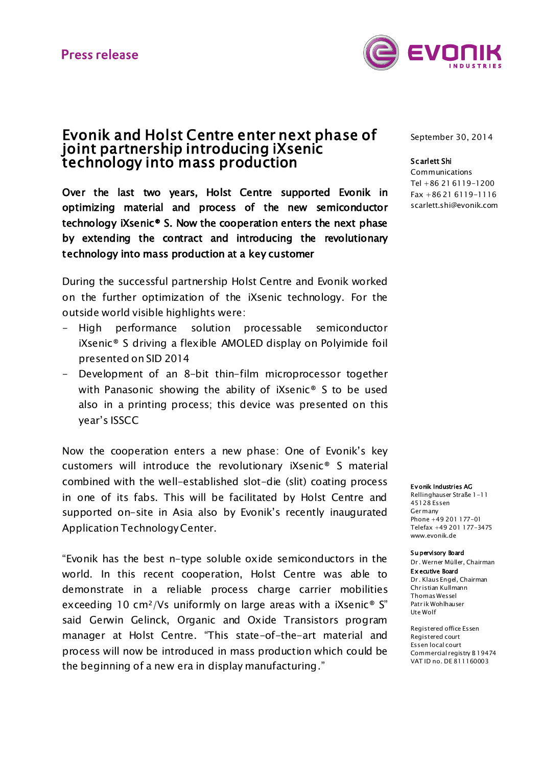Press release

# Evonik and Holst Centre enter next phase of joint partnership introducing iXsenic technology into mass production

September 30, 2014

**Scarlett Shi**
Communications
Tel +86 21 6119-1200
Fax +86 21 6119-1116
scarlett.shi@evonik.com

**Over the last two years, Holst Centre supported Evonik in optimizing material and process of the new semiconductor technology iXsenic® S. Now the cooperation enters the next phase by extending the contract and introducing the revolutionary technology into mass production at a key customer**

During the successful partnership Holst Centre and Evonik worked on the further optimization of the iXsenic technology. For the outside world visible highlights were:

- High performance solution processable semiconductor iXsenic® S driving a flexible AMOLED display on Polyimide foil presented on SID 2014
- Development of an 8-bit thin-film microprocessor together with Panasonic showing the ability of iXsenic® S to be used also in a printing process; this device was presented on this year's ISSCC

Now the cooperation enters a new phase: One of Evonik's key customers will introduce the revolutionary iXsenic® S material combined with the well-established slot-die (slit) coating process in one of its fabs. This will be facilitated by Holst Centre and supported on-site in Asia also by Evonik's recently inaugurated Application Technology Center.

"Evonik has the best n-type soluble oxide semiconductors in the world. In this recent cooperation, Holst Centre was able to demonstrate in a reliable process charge carrier mobilities exceeding 10 $cm^2/Vs$ uniformly on large areas with a iXsenic® S" said Gerwin Gelinck, Organic and Oxide Transistors program manager at Holst Centre. "This state-of-the-art material and process will now be introduced in mass production which could be the beginning of a new era in display manufacturing."

**Evonik Industries AG**
Rellinghauser Straße 1-11
45128 Essen
Germany
Phone +49 201 177-01
Telefax +49 201 177-3475
www.evonik.de

**Supervisory Board**
Dr. Werner Müller, Chairman
**Executive Board**
Dr. Klaus Engel, Chairman
Christian Kullmann
Thomas Wessel
Patrik Wohlhauser
Ute Wolf

Registered office Essen
Registered court
Essen local court
Commercial registry B 19474
VAT ID no. DE 811160003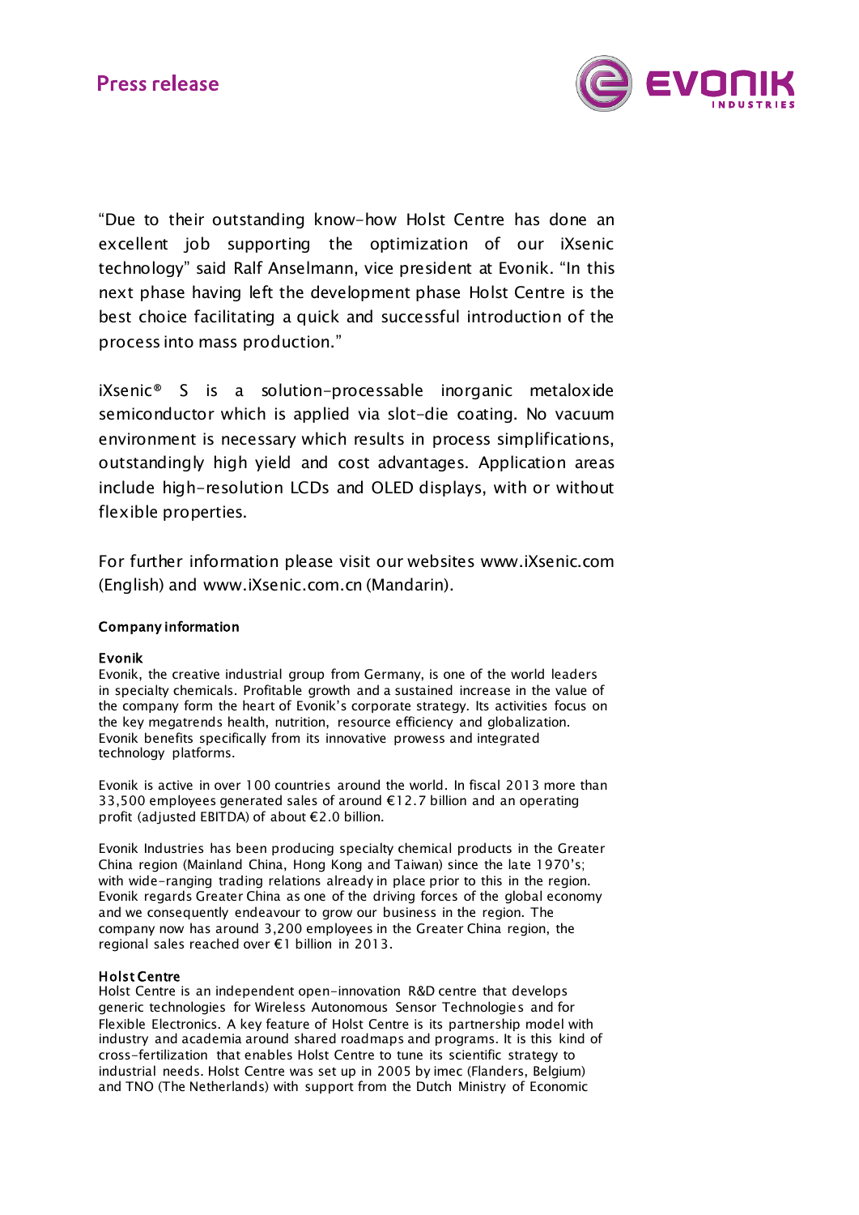"Due to their outstanding know-how Holst Centre has done an excellent job supporting the optimization of our iXsenic technology" said Ralf Anselmann, vice president at Evonik. "In this next phase having left the development phase Holst Centre is the best choice facilitating a quick and successful introduction of the process into mass production."

iXsenic® S is a solution-processable inorganic metaloxide semiconductor which is applied via slot-die coating. No vacuum environment is necessary which results in process simplifications, outstandingly high yield and cost advantages. Application areas include high-resolution LCDs and OLED displays, with or without flexible properties.

For further information please visit our websites www.iXsenic.com (English) and www.iXsenic.com.cn (Mandarin).

**Company information**

**Evonik**

Evonik, the creative industrial group from Germany, is one of the world leaders in specialty chemicals. Profitable growth and a sustained increase in the value of the company form the heart of Evonik's corporate strategy. Its activities focus on the key megatrends health, nutrition, resource efficiency and globalization. Evonik benefits specifically from its innovative prowess and integrated technology platforms.

Evonik is active in over 100 countries around the world. In fiscal 2013 more than 33,500 employees generated sales of around €12.7 billion and an operating profit (adjusted EBITDA) of about €2.0 billion.

Evonik Industries has been producing specialty chemical products in the Greater China region (Mainland China, Hong Kong and Taiwan) since the late 1970's; with wide-ranging trading relations already in place prior to this in the region. Evonik regards Greater China as one of the driving forces of the global economy and we consequently endeavour to grow our business in the region. The company now has around 3,200 employees in the Greater China region, the regional sales reached over €1 billion in 2013.

**Holst Centre**

Holst Centre is an independent open-innovation R&D centre that develops generic technologies for Wireless Autonomous Sensor Technologies and for Flexible Electronics. A key feature of Holst Centre is its partnership model with industry and academia around shared roadmaps and programs. It is this kind of cross-fertilization that enables Holst Centre to tune its scientific strategy to industrial needs. Holst Centre was set up in 2005 by imec (Flanders, Belgium) and TNO (The Netherlands) with support from the Dutch Ministry of Economic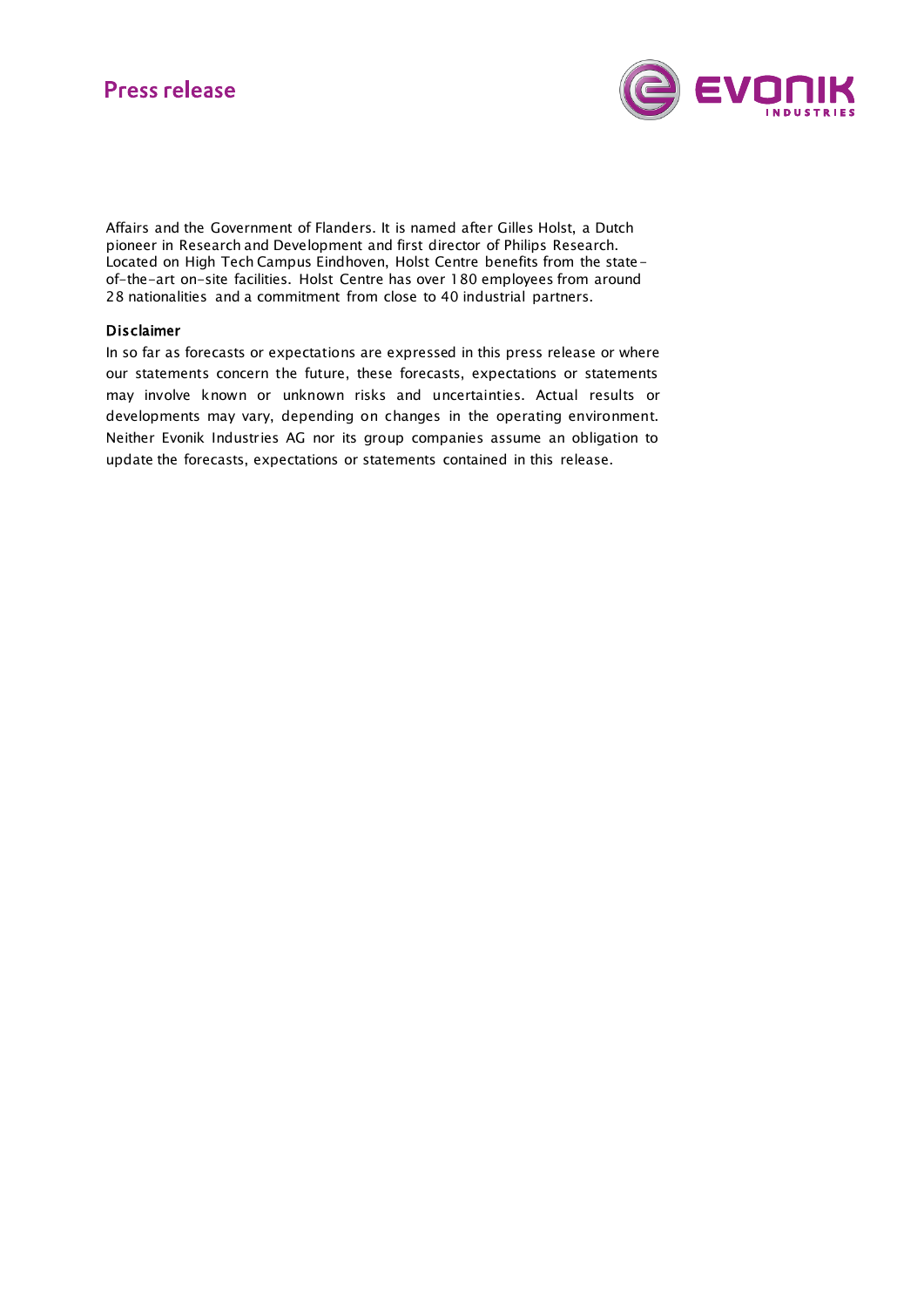Affairs and the Government of Flanders. It is named after Gilles Holst, a Dutch pioneer in Research and Development and first director of Philips Research. Located on High Tech Campus Eindhoven, Holst Centre benefits from the state-of-the-art on-site facilities. Holst Centre has over 180 employees from around 28 nationalities and a commitment from close to 40 industrial partners.

**Disclaimer**

In so far as forecasts or expectations are expressed in this press release or where our statements concern the future, these forecasts, expectations or statements may involve known or unknown risks and uncertainties. Actual results or developments may vary, depending on changes in the operating environment. Neither Evonik Industries AG nor its group companies assume an obligation to update the forecasts, expectations or statements contained in this release.